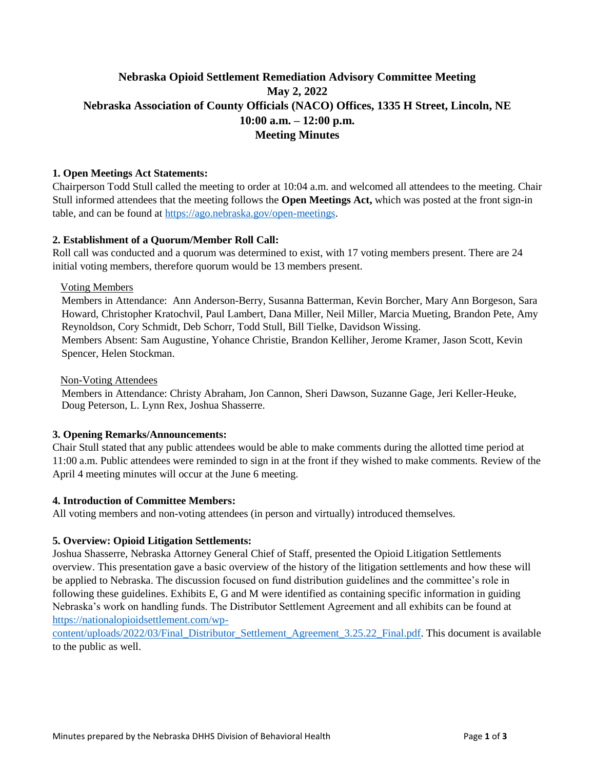# Nebraska Opioid Settlement Remediation Advisory Committee Meeting
## May 2, 2022
## Nebraska Association of County Officials (NACO) Offices, 1335 H Street, Lincoln, NE
## 10:00 a.m. – 12:00 p.m.
## Meeting Minutes

### 1. Open Meetings Act Statements:

Chairperson Todd Stull called the meeting to order at 10:04 a.m. and welcomed all attendees to the meeting. Chair Stull informed attendees that the meeting follows the **Open Meetings Act,** which was posted at the front sign-in table, and can be found at https://ago.nebraska.gov/open-meetings.

### 2. Establishment of a Quorum/Member Roll Call:

Roll call was conducted and a quorum was determined to exist, with 17 voting members present. There are 24 initial voting members, therefore quorum would be 13 members present.

Voting Members

Members in Attendance: Ann Anderson-Berry, Susanna Batterman, Kevin Borcher, Mary Ann Borgeson, Sara Howard, Christopher Kratochvil, Paul Lambert, Dana Miller, Neil Miller, Marcia Mueting, Brandon Pete, Amy Reynoldson, Cory Schmidt, Deb Schorr, Todd Stull, Bill Tielke, Davidson Wissing.

Members Absent: Sam Augustine, Yohance Christie, Brandon Kelliher, Jerome Kramer, Jason Scott, Kevin Spencer, Helen Stockman.

Non-Voting Attendees

Members in Attendance: Christy Abraham, Jon Cannon, Sheri Dawson, Suzanne Gage, Jeri Keller-Heuke, Doug Peterson, L. Lynn Rex, Joshua Shasserre.

### 3. Opening Remarks/Announcements:

Chair Stull stated that any public attendees would be able to make comments during the allotted time period at 11:00 a.m. Public attendees were reminded to sign in at the front if they wished to make comments. Review of the April 4 meeting minutes will occur at the June 6 meeting.

### 4. Introduction of Committee Members:

All voting members and non-voting attendees (in person and virtually) introduced themselves.

### 5. Overview: Opioid Litigation Settlements:

Joshua Shasserre, Nebraska Attorney General Chief of Staff, presented the Opioid Litigation Settlements overview. This presentation gave a basic overview of the history of the litigation settlements and how these will be applied to Nebraska. The discussion focused on fund distribution guidelines and the committee's role in following these guidelines. Exhibits E, G and M were identified as containing specific information in guiding Nebraska's work on handling funds. The Distributor Settlement Agreement and all exhibits can be found at https://nationalopioidsettlement.com/wp-content/uploads/2022/03/Final_Distributor_Settlement_Agreement_3.25.22_Final.pdf. This document is available to the public as well.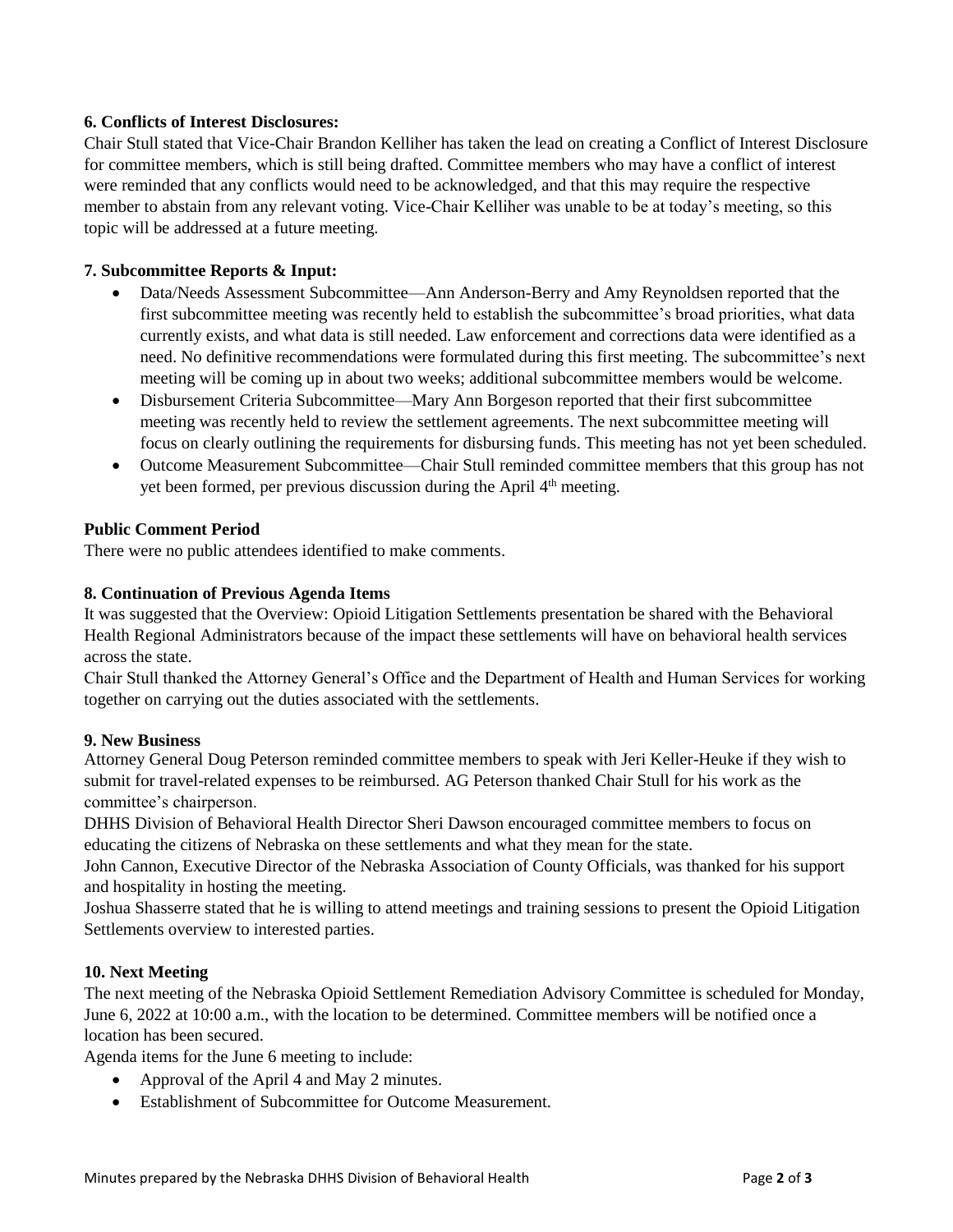**6. Conflicts of Interest Disclosures:**

Chair Stull stated that Vice-Chair Brandon Kelliher has taken the lead on creating a Conflict of Interest Disclosure for committee members, which is still being drafted. Committee members who may have a conflict of interest were reminded that any conflicts would need to be acknowledged, and that this may require the respective member to abstain from any relevant voting. Vice-Chair Kelliher was unable to be at today's meeting, so this topic will be addressed at a future meeting.

**7. Subcommittee Reports & Input:**

- Data/Needs Assessment Subcommittee—Ann Anderson-Berry and Amy Reynoldsen reported that the first subcommittee meeting was recently held to establish the subcommittee's broad priorities, what data currently exists, and what data is still needed. Law enforcement and corrections data were identified as a need. No definitive recommendations were formulated during this first meeting. The subcommittee's next meeting will be coming up in about two weeks; additional subcommittee members would be welcome.
- Disbursement Criteria Subcommittee—Mary Ann Borgeson reported that their first subcommittee meeting was recently held to review the settlement agreements. The next subcommittee meeting will focus on clearly outlining the requirements for disbursing funds. This meeting has not yet been scheduled.
- Outcome Measurement Subcommittee—Chair Stull reminded committee members that this group has not yet been formed, per previous discussion during the April 4th meeting.

**Public Comment Period**

There were no public attendees identified to make comments.

**8. Continuation of Previous Agenda Items**

It was suggested that the Overview: Opioid Litigation Settlements presentation be shared with the Behavioral Health Regional Administrators because of the impact these settlements will have on behavioral health services across the state.

Chair Stull thanked the Attorney General's Office and the Department of Health and Human Services for working together on carrying out the duties associated with the settlements.

**9. New Business**

Attorney General Doug Peterson reminded committee members to speak with Jeri Keller-Heuke if they wish to submit for travel-related expenses to be reimbursed. AG Peterson thanked Chair Stull for his work as the committee's chairperson.

DHHS Division of Behavioral Health Director Sheri Dawson encouraged committee members to focus on educating the citizens of Nebraska on these settlements and what they mean for the state.

John Cannon, Executive Director of the Nebraska Association of County Officials, was thanked for his support and hospitality in hosting the meeting.

Joshua Shasserre stated that he is willing to attend meetings and training sessions to present the Opioid Litigation Settlements overview to interested parties.

**10. Next Meeting**

The next meeting of the Nebraska Opioid Settlement Remediation Advisory Committee is scheduled for Monday, June 6, 2022 at 10:00 a.m., with the location to be determined. Committee members will be notified once a location has been secured.

Agenda items for the June 6 meeting to include:

- Approval of the April 4 and May 2 minutes.
- Establishment of Subcommittee for Outcome Measurement.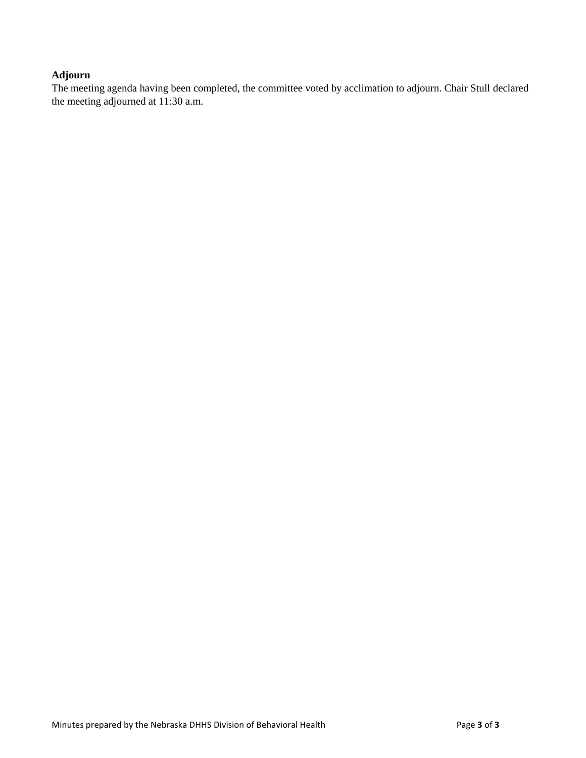**Adjourn**

The meeting agenda having been completed, the committee voted by acclimation to adjourn. Chair Stull declared the meeting adjourned at 11:30 a.m.